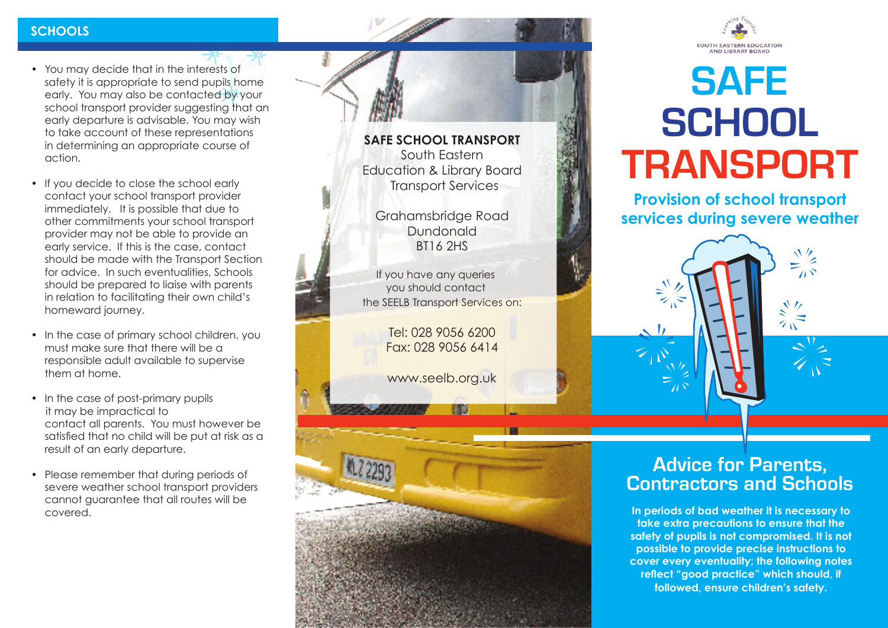## SCHOOLS

- You may decide that in the interests of safety it is appropriate to send pupils home early. You may also be contacted by your school transport provider suggesting that an early departure is advisable. You may wish to take account of these representations in determining an appropriate course of action.
- If you decide to close the school early contact your school transport provider immediately. It is possible that due to other commitments your school transport provider may not be able to provide an early service. If this is the case, contact should be made with the Transport Section for advice. In such eventualities, Schools should be prepared to liaise with parents in relation to facilitating their own child's homeward journey.
- In the case of primary school children, you must make sure that there will be a responsible adult available to supervise them at home.
- In the case of post-primary pupils it may be impractical to contact all parents. You must however be satisfied that no child will be put at risk as a result of an early departure.
- Please remember that during periods of severe weather school transport providers cannot guarantee that all routes will be covered.

**SAFE SCHOOL TRANSPORT**
South Eastern
Education & Library Board
Transport Services

Grahamsbridge Road
Dundonald
BT16 2HS

If you have any queries
you should contact
the SEELB Transport Services on:

Tel: 028 9056 6200
Fax: 028 9056 6414

www.seelb.org.uk

Learning Together
SOUTH EASTERN EDUCATION AND LIBRARY BOARD

# SAFE SCHOOL TRANSPORT

**Provision of school transport services during severe weather**

## Advice for Parents, Contractors and Schools

**In periods of bad weather it is necessary to take extra precautions to ensure that the safety of pupils is not compromised. It is not possible to provide precise instructions to cover every eventuality; the following notes reflect "good practice" which should, if followed, ensure children's safety.**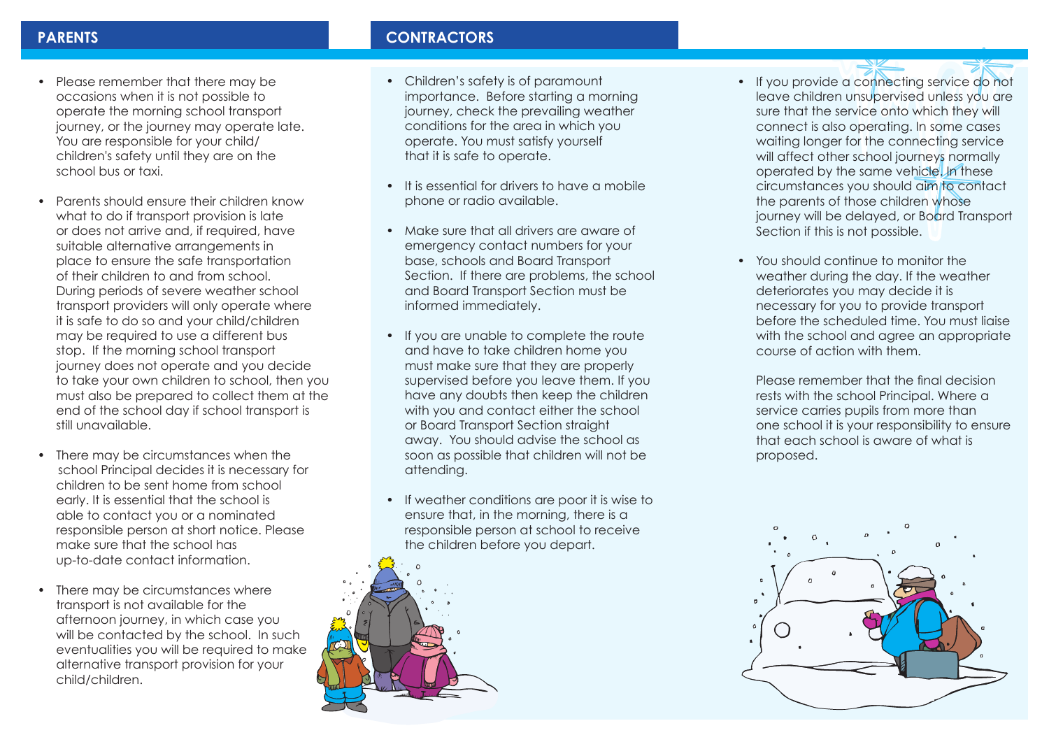## PARENTS

- Please remember that there may be occasions when it is not possible to operate the morning school transport journey, or the journey may operate late. You are responsible for your child/children's safety until they are on the school bus or taxi.

- Parents should ensure their children know what to do if transport provision is late or does not arrive and, if required, have suitable alternative arrangements in place to ensure the safe transportation of their children to and from school. During periods of severe weather school transport providers will only operate where it is safe to do so and your child/children may be required to use a different bus stop. If the morning school transport journey does not operate and you decide to take your own children to school, then you must also be prepared to collect them at the end of the school day if school transport is still unavailable.

- There may be circumstances when the school Principal decides it is necessary for children to be sent home from school early. It is essential that the school is able to contact you or a nominated responsible person at short notice. Please make sure that the school has up-to-date contact information.

- There may be circumstances where transport is not available for the afternoon journey, in which case you will be contacted by the school. In such eventualities you will be required to make alternative transport provision for your child/children.

## CONTRACTORS

- Children's safety is of paramount importance. Before starting a morning journey, check the prevailing weather conditions for the area in which you operate. You must satisfy yourself that it is safe to operate.

- It is essential for drivers to have a mobile phone or radio available.

- Make sure that all drivers are aware of emergency contact numbers for your base, schools and Board Transport Section. If there are problems, the school and Board Transport Section must be informed immediately.

- If you are unable to complete the route and have to take children home you must make sure that they are properly supervised before you leave them. If you have any doubts then keep the children with you and contact either the school or Board Transport Section straight away. You should advise the school as soon as possible that children will not be attending.

- If weather conditions are poor it is wise to ensure that, in the morning, there is a responsible person at school to receive the children before you depart.

- If you provide a connecting service do not leave children unsupervised unless you are sure that the service onto which they will connect is also operating. In some cases waiting longer for the connecting service will affect other school journeys normally operated by the same vehicle. In these circumstances you should aim to contact the parents of those children whose journey will be delayed, or Board Transport Section if this is not possible.

- You should continue to monitor the weather during the day. If the weather deteriorates you may decide it is necessary for you to provide transport before the scheduled time. You must liaise with the school and agree an appropriate course of action with them.

  Please remember that the final decision rests with the school Principal. Where a service carries pupils from more than one school it is your responsibility to ensure that each school is aware of what is proposed.